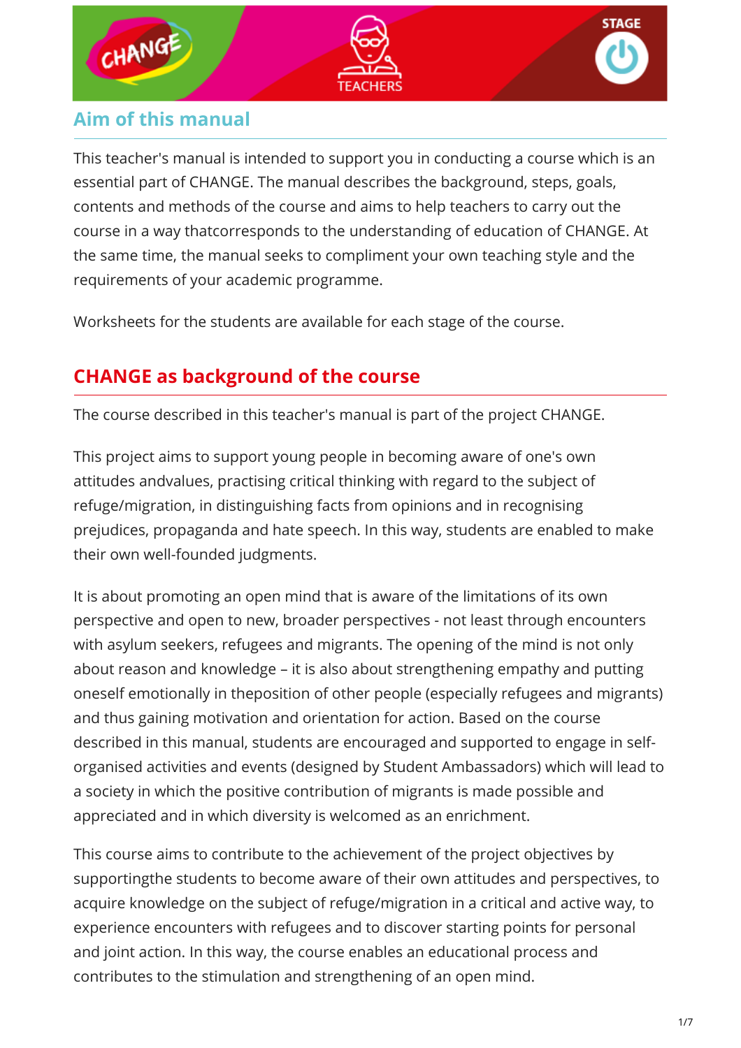## Aim of this manual

This teacher's manual is intended to support you in conducting a course which is an essential part of CHANGE. The manual describes the background, steps, goals, contents and methods of the course and aims to help teachers to carry out the course in a way thatcorresponds to the understanding of education of CHANGE. At the same time, the manual seeks to compliment your own teaching style and the requirements of your academic programme.

Worksheets for the students are available for each stage of the course.

## CHANGE as background of the course

The course described in this teacher's manual is part of the project CHANGE.

This project aims to support young people in becoming aware of one's own attitudes andvalues, practising critical thinking with regard to the subject of refuge/migration, in distinguishing facts from opinions and in recognising prejudices, propaganda and hate speech. In this way, students are enabled to make their own well-founded judgments.

It is about promoting an open mind that is aware of the limitations of its own perspective and open to new, broader perspectives - not least through encounters with asylum seekers, refugees and migrants. The opening of the mind is not only about reason and knowledge – it is also about strengthening empathy and putting oneself emotionally in theposition of other people (especially refugees and migrants) and thus gaining motivation and orientation for action. Based on the course described in this manual, students are encouraged and supported to engage in self-organised activities and events (designed by Student Ambassadors) which will lead to a society in which the positive contribution of migrants is made possible and appreciated and in which diversity is welcomed as an enrichment.

This course aims to contribute to the achievement of the project objectives by supportingthe students to become aware of their own attitudes and perspectives, to acquire knowledge on the subject of refuge/migration in a critical and active way, to experience encounters with refugees and to discover starting points for personal and joint action. In this way, the course enables an educational process and contributes to the stimulation and strengthening of an open mind.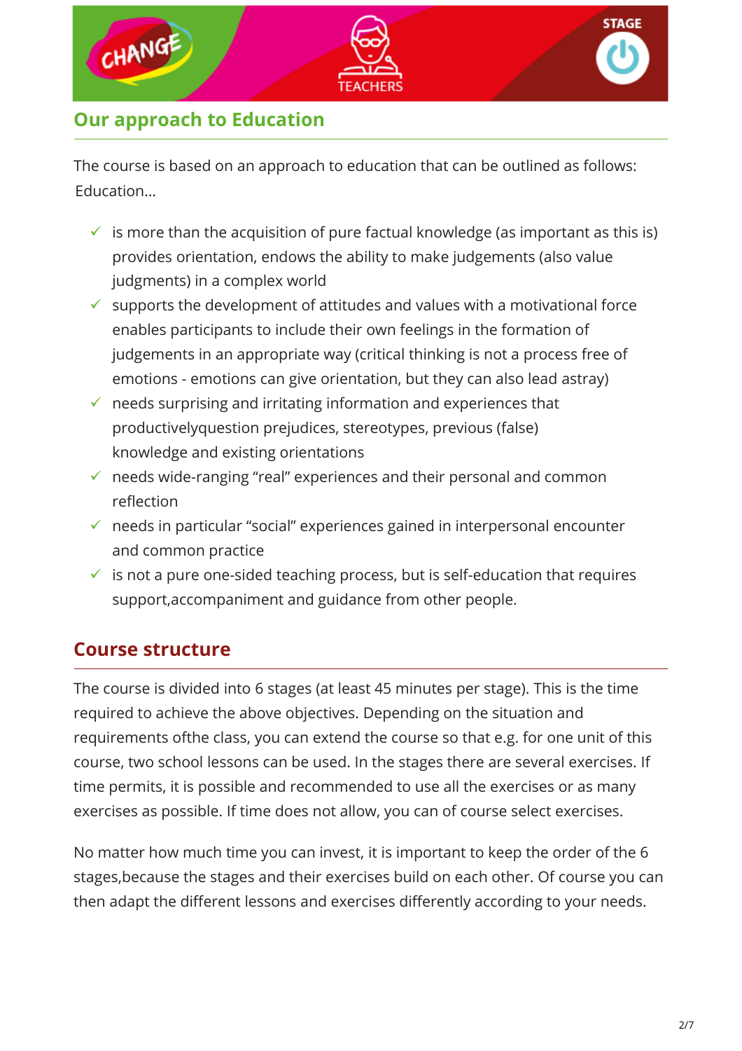## Our approach to Education

The course is based on an approach to education that can be outlined as follows: Education...

- ✓ is more than the acquisition of pure factual knowledge (as important as this is) provides orientation, endows the ability to make judgements (also value judgments) in a complex world
- ✓ supports the development of attitudes and values with a motivational force enables participants to include their own feelings in the formation of judgements in an appropriate way (critical thinking is not a process free of emotions - emotions can give orientation, but they can also lead astray)
- ✓ needs surprising and irritating information and experiences that productivelyquestion prejudices, stereotypes, previous (false) knowledge and existing orientations
- ✓ needs wide-ranging "real" experiences and their personal and common reflection
- ✓ needs in particular "social" experiences gained in interpersonal encounter and common practice
- ✓ is not a pure one-sided teaching process, but is self-education that requires support,accompaniment and guidance from other people.

## Course structure

The course is divided into 6 stages (at least 45 minutes per stage). This is the time required to achieve the above objectives. Depending on the situation and requirements ofthe class, you can extend the course so that e.g. for one unit of this course, two school lessons can be used. In the stages there are several exercises. If time permits, it is possible and recommended to use all the exercises or as many exercises as possible. If time does not allow, you can of course select exercises.

No matter how much time you can invest, it is important to keep the order of the 6 stages,because the stages and their exercises build on each other. Of course you can then adapt the different lessons and exercises differently according to your needs.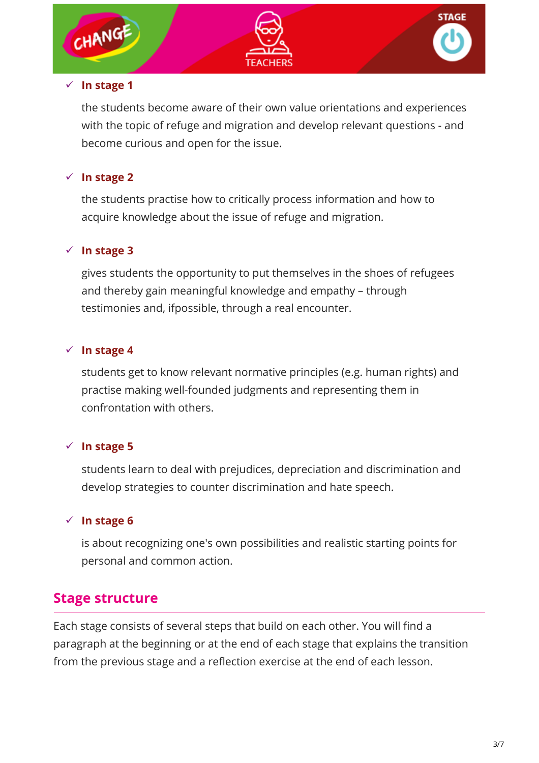- ✓ **In stage 1**

  the students become aware of their own value orientations and experiences with the topic of refuge and migration and develop relevant questions - and become curious and open for the issue.

- ✓ **In stage 2**

  the students practise how to critically process information and how to acquire knowledge about the issue of refuge and migration.

- ✓ **In stage 3**

  gives students the opportunity to put themselves in the shoes of refugees and thereby gain meaningful knowledge and empathy – through testimonies and, ifpossible, through a real encounter.

- ✓ **In stage 4**

  students get to know relevant normative principles (e.g. human rights) and practise making well-founded judgments and representing them in confrontation with others.

- ✓ **In stage 5**

  students learn to deal with prejudices, depreciation and discrimination and develop strategies to counter discrimination and hate speech.

- ✓ **In stage 6**

  is about recognizing one's own possibilities and realistic starting points for personal and common action.

## Stage structure

Each stage consists of several steps that build on each other. You will find a paragraph at the beginning or at the end of each stage that explains the transition from the previous stage and a reflection exercise at the end of each lesson.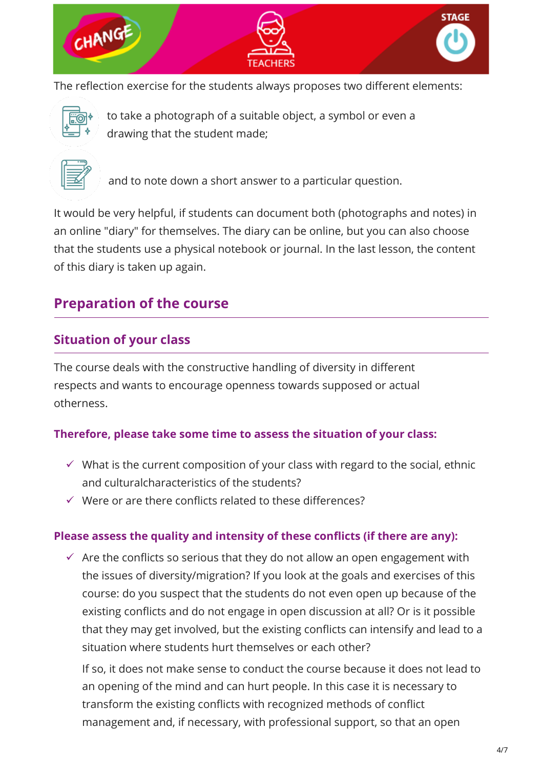The reflection exercise for the students always proposes two different elements:

- to take a photograph of a suitable object, a symbol or even a drawing that the student made;
- and to note down a short answer to a particular question.

It would be very helpful, if students can document both (photographs and notes) in an online "diary" for themselves. The diary can be online, but you can also choose that the students use a physical notebook or journal. In the last lesson, the content of this diary is taken up again.

## Preparation of the course

### Situation of your class

The course deals with the constructive handling of diversity in different respects and wants to encourage openness towards supposed or actual otherness.

#### Therefore, please take some time to assess the situation of your class:

- ✓ What is the current composition of your class with regard to the social, ethnic and culturalcharacteristics of the students?
- ✓ Were or are there conflicts related to these differences?

#### Please assess the quality and intensity of these conflicts (if there are any):

- ✓ Are the conflicts so serious that they do not allow an open engagement with the issues of diversity/migration? If you look at the goals and exercises of this course: do you suspect that the students do not even open up because of the existing conflicts and do not engage in open discussion at all? Or is it possible that they may get involved, but the existing conflicts can intensify and lead to a situation where students hurt themselves or each other?

  If so, it does not make sense to conduct the course because it does not lead to an opening of the mind and can hurt people. In this case it is necessary to transform the existing conflicts with recognized methods of conflict management and, if necessary, with professional support, so that an open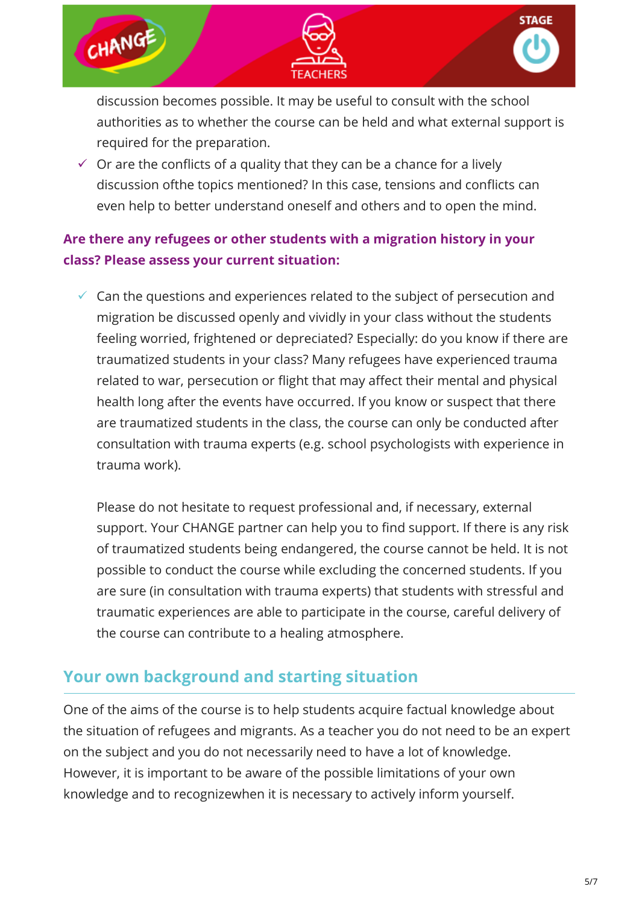discussion becomes possible. It may be useful to consult with the school authorities as to whether the course can be held and what external support is required for the preparation.

- ✓ Or are the conflicts of a quality that they can be a chance for a lively discussion ofthe topics mentioned? In this case, tensions and conflicts can even help to better understand oneself and others and to open the mind.

**Are there any refugees or other students with a migration history in your class? Please assess your current situation:**

- ✓ Can the questions and experiences related to the subject of persecution and migration be discussed openly and vividly in your class without the students feeling worried, frightened or depreciated? Especially: do you know if there are traumatized students in your class? Many refugees have experienced trauma related to war, persecution or flight that may affect their mental and physical health long after the events have occurred. If you know or suspect that there are traumatized students in the class, the course can only be conducted after consultation with trauma experts (e.g. school psychologists with experience in trauma work).

  Please do not hesitate to request professional and, if necessary, external support. Your CHANGE partner can help you to find support. If there is any risk of traumatized students being endangered, the course cannot be held. It is not possible to conduct the course while excluding the concerned students. If you are sure (in consultation with trauma experts) that students with stressful and traumatic experiences are able to participate in the course, careful delivery of the course can contribute to a healing atmosphere.

## Your own background and starting situation

One of the aims of the course is to help students acquire factual knowledge about the situation of refugees and migrants. As a teacher you do not need to be an expert on the subject and you do not necessarily need to have a lot of knowledge. However, it is important to be aware of the possible limitations of your own knowledge and to recognizewhen it is necessary to actively inform yourself.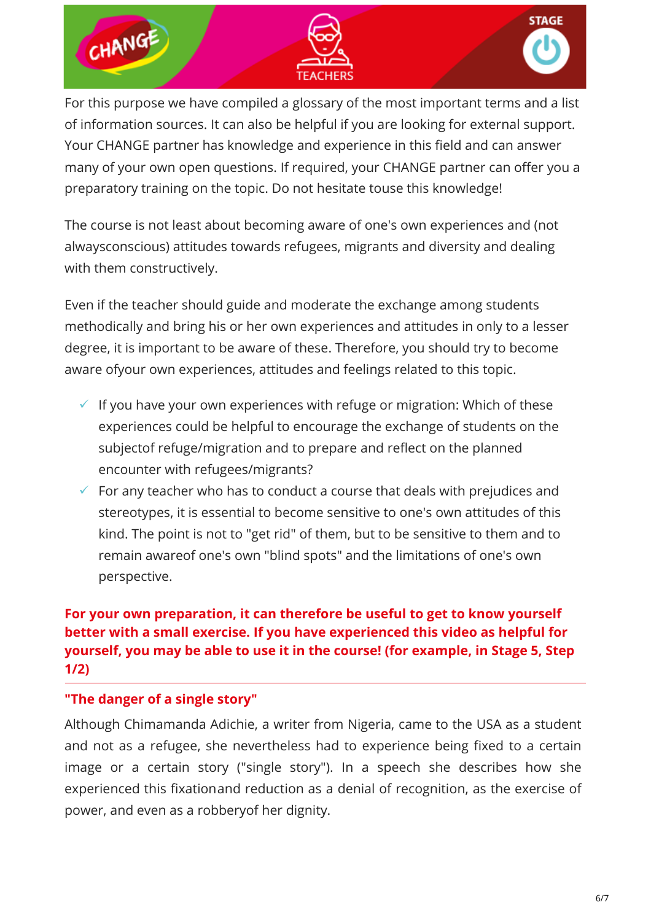For this purpose we have compiled a glossary of the most important terms and a list of information sources. It can also be helpful if you are looking for external support. Your CHANGE partner has knowledge and experience in this field and can answer many of your own open questions. If required, your CHANGE partner can offer you a preparatory training on the topic. Do not hesitate touse this knowledge!

The course is not least about becoming aware of one's own experiences and (not alwaysconscious) attitudes towards refugees, migrants and diversity and dealing with them constructively.

Even if the teacher should guide and moderate the exchange among students methodically and bring his or her own experiences and attitudes in only to a lesser degree, it is important to be aware of these. Therefore, you should try to become aware ofyour own experiences, attitudes and feelings related to this topic.

- ✓ If you have your own experiences with refuge or migration: Which of these experiences could be helpful to encourage the exchange of students on the subjectof refuge/migration and to prepare and reflect on the planned encounter with refugees/migrants?
- ✓ For any teacher who has to conduct a course that deals with prejudices and stereotypes, it is essential to become sensitive to one's own attitudes of this kind. The point is not to "get rid" of them, but to be sensitive to them and to remain awareof one's own "blind spots" and the limitations of one's own perspective.

**For your own preparation, it can therefore be useful to get to know yourself better with a small exercise. If you have experienced this video as helpful for yourself, you may be able to use it in the course! (for example, in Stage 5, Step 1/2)**

---

**"The danger of a single story"**

Although Chimamanda Adichie, a writer from Nigeria, came to the USA as a student and not as a refugee, she nevertheless had to experience being fixed to a certain image or a certain story ("single story"). In a speech she describes how she experienced this fixationand reduction as a denial of recognition, as the exercise of power, and even as a robberyof her dignity.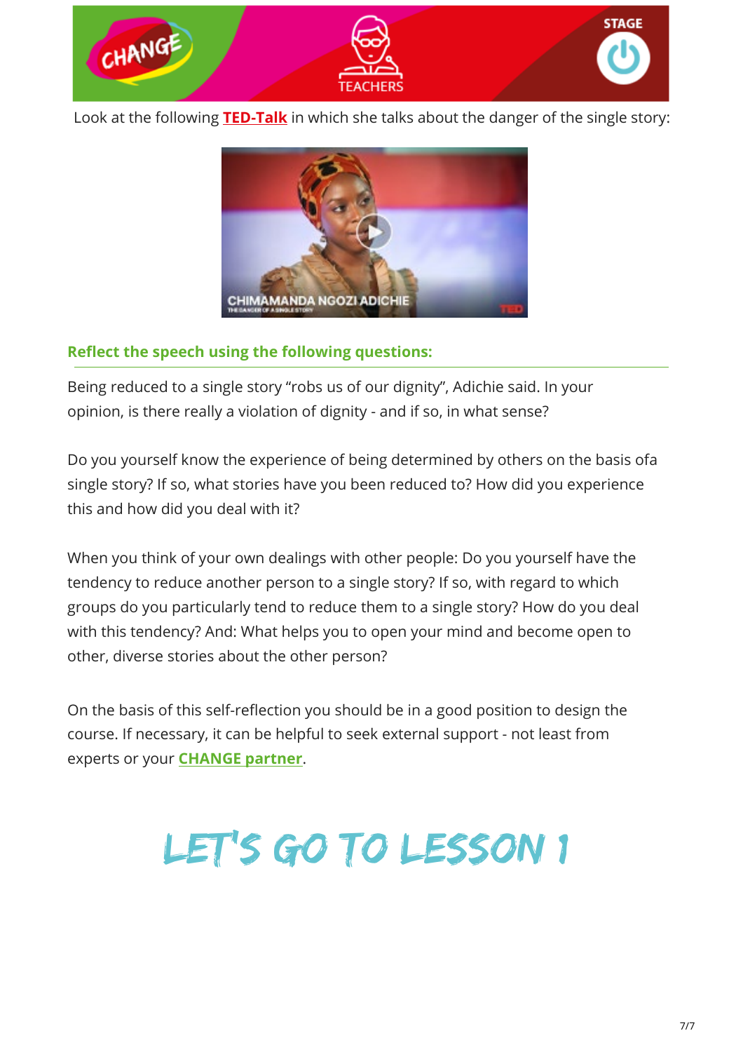Look at the following **TED-Talk** in which she talks about the danger of the single story:

### Reflect the speech using the following questions:

Being reduced to a single story “robs us of our dignity”, Adichie said. In your opinion, is there really a violation of dignity - and if so, in what sense?

Do you yourself know the experience of being determined by others on the basis ofa single story? If so, what stories have you been reduced to? How did you experience this and how did you deal with it?

When you think of your own dealings with other people: Do you yourself have the tendency to reduce another person to a single story? If so, with regard to which groups do you particularly tend to reduce them to a single story? How do you deal with this tendency? And: What helps you to open your mind and become open to other, diverse stories about the other person?

On the basis of this self-reflection you should be in a good position to design the course. If necessary, it can be helpful to seek external support - not least from experts or your **CHANGE partner**.

# LET'S GO TO LESSON 1